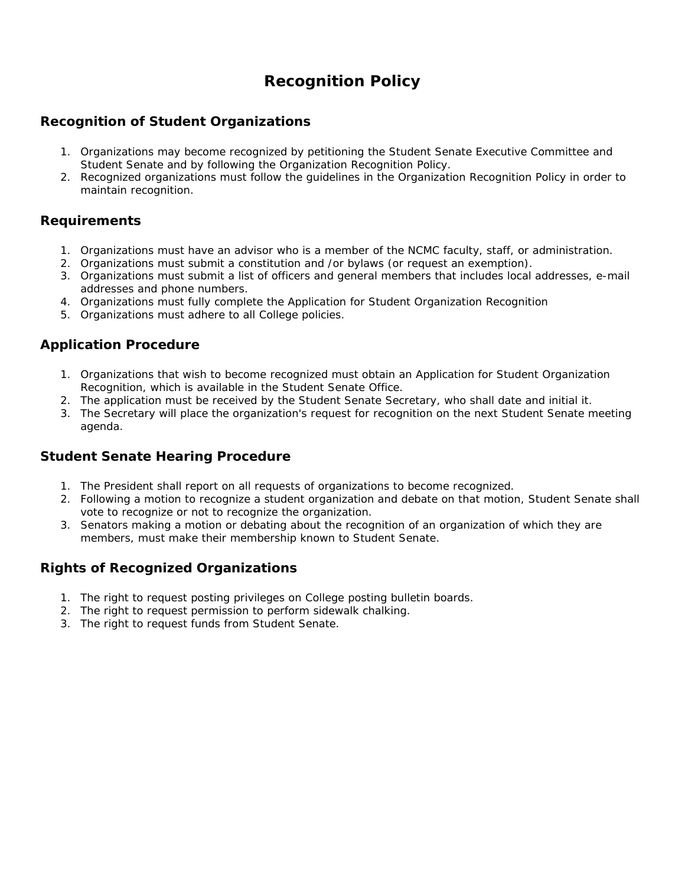# Recognition Policy

## Recognition of Student Organizations

1. Organizations may become recognized by petitioning the Student Senate Executive Committee and Student Senate and by following the Organization Recognition Policy.
2. Recognized organizations must follow the guidelines in the Organization Recognition Policy in order to maintain recognition.

## Requirements

1. Organizations must have an advisor who is a member of the NCMC faculty, staff, or administration.
2. Organizations must submit a constitution and /or bylaws (or request an exemption).
3. Organizations must submit a list of officers and general members that includes local addresses, e-mail addresses and phone numbers.
4. Organizations must fully complete the Application for Student Organization Recognition
5. Organizations must adhere to all College policies.

## Application Procedure

1. Organizations that wish to become recognized must obtain an Application for Student Organization Recognition, which is available in the Student Senate Office.
2. The application must be received by the Student Senate Secretary, who shall date and initial it.
3. The Secretary will place the organization's request for recognition on the next Student Senate meeting agenda.

## Student Senate Hearing Procedure

1. The President shall report on all requests of organizations to become recognized.
2. Following a motion to recognize a student organization and debate on that motion, Student Senate shall vote to recognize or not to recognize the organization.
3. Senators making a motion or debating about the recognition of an organization of which they are members, must make their membership known to Student Senate.

## Rights of Recognized Organizations

1. The right to request posting privileges on College posting bulletin boards.
2. The right to request permission to perform sidewalk chalking.
3. The right to request funds from Student Senate.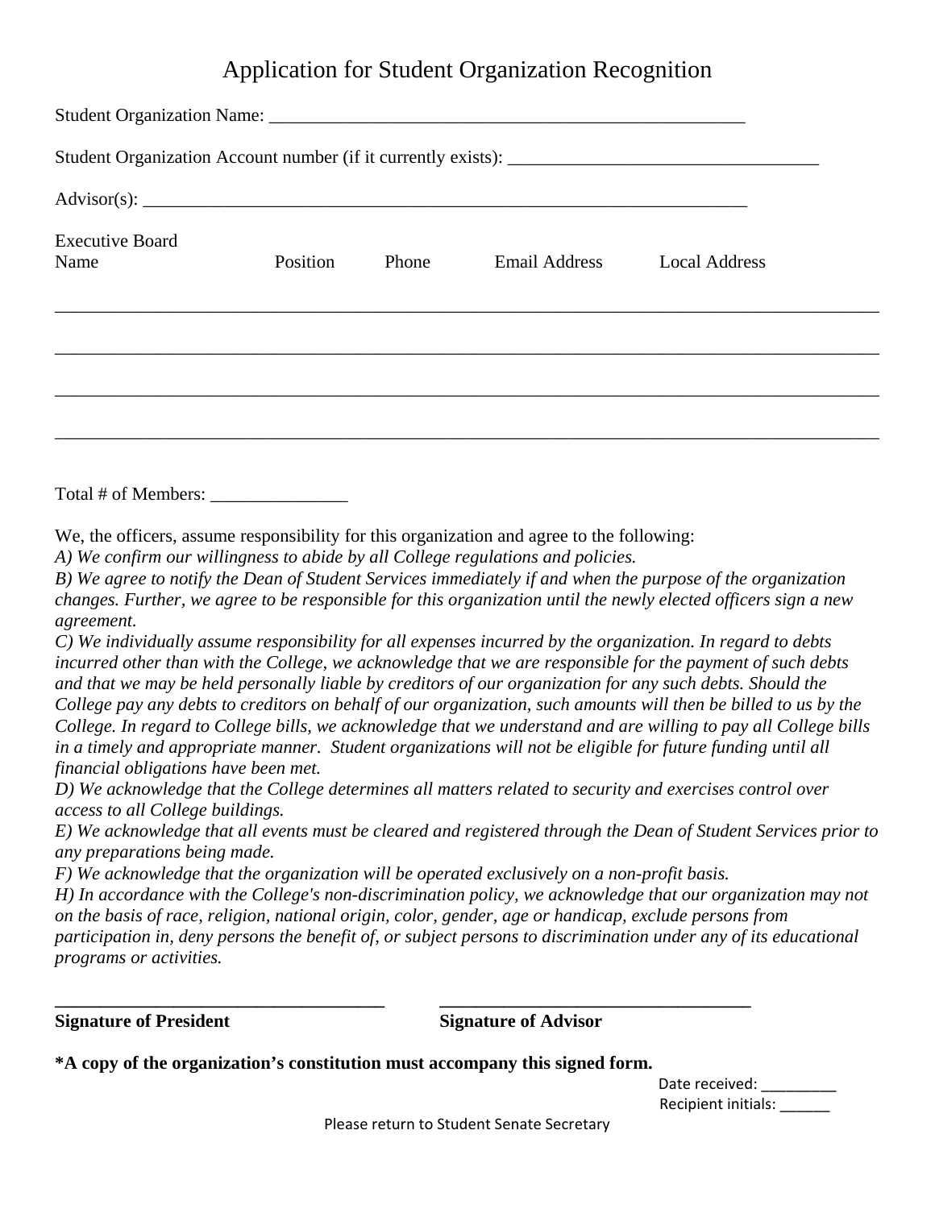# Application for Student Organization Recognition

Student Organization Name: ______________________________________________________

Student Organization Account number (if it currently exists): __________________________________

Advisor(s): ____________________________________________________________________

Executive Board

| Name | Position | Phone | Email Address | Local Address |
|---|---|---|---|---|
| | | | | |
| | | | | |
| | | | | |
| | | | | |

Total # of Members: _______________

We, the officers, assume responsibility for this organization and agree to the following:

*A) We confirm our willingness to abide by all College regulations and policies.*

*B) We agree to notify the Dean of Student Services immediately if and when the purpose of the organization changes. Further, we agree to be responsible for this organization until the newly elected officers sign a new agreement.*

*C) We individually assume responsibility for all expenses incurred by the organization. In regard to debts incurred other than with the College, we acknowledge that we are responsible for the payment of such debts and that we may be held personally liable by creditors of our organization for any such debts. Should the College pay any debts to creditors on behalf of our organization, such amounts will then be billed to us by the College. In regard to College bills, we acknowledge that we understand and are willing to pay all College bills in a timely and appropriate manner. Student organizations will not be eligible for future funding until all financial obligations have been met.*

*D) We acknowledge that the College determines all matters related to security and exercises control over access to all College buildings.*

*E) We acknowledge that all events must be cleared and registered through the Dean of Student Services prior to any preparations being made.*

*F) We acknowledge that the organization will be operated exclusively on a non-profit basis.*

*H) In accordance with the College's non-discrimination policy, we acknowledge that our organization may not on the basis of race, religion, national origin, color, gender, age or handicap, exclude persons from participation in, deny persons the benefit of, or subject persons to discrimination under any of its educational programs or activities.*

_____________________________________ _____________________________________

**Signature of President** **Signature of Advisor**

**\*A copy of the organization's constitution must accompany this signed form.**

Date received: _________

Recipient initials: ______

Please return to Student Senate Secretary